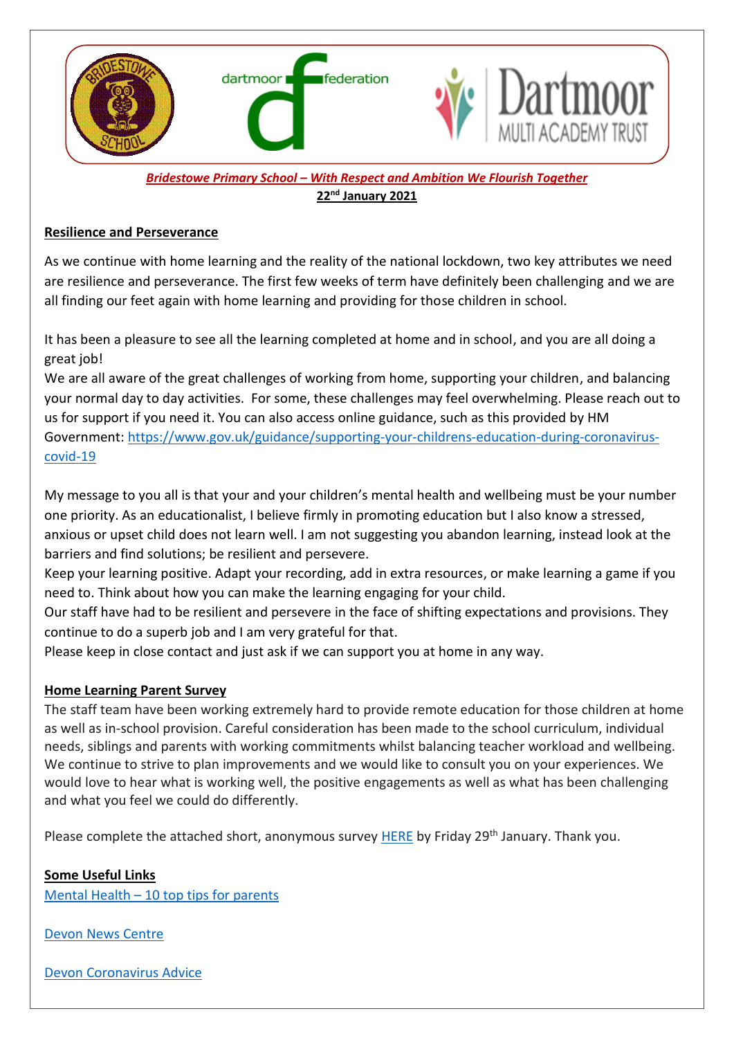**_Bridestowe Primary School – With Respect and Ambition We Flourish Together_**

**22nd January 2021**

## Resilience and Perseverance

As we continue with home learning and the reality of the national lockdown, two key attributes we need are resilience and perseverance. The first few weeks of term have definitely been challenging and we are all finding our feet again with home learning and providing for those children in school.

It has been a pleasure to see all the learning completed at home and in school, and you are all doing a great job!

We are all aware of the great challenges of working from home, supporting your children, and balancing your normal day to day activities. For some, these challenges may feel overwhelming. Please reach out to us for support if you need it. You can also access online guidance, such as this provided by HM Government: https://www.gov.uk/guidance/supporting-your-childrens-education-during-coronavirus-covid-19

My message to you all is that your and your children's mental health and wellbeing must be your number one priority. As an educationalist, I believe firmly in promoting education but I also know a stressed, anxious or upset child does not learn well. I am not suggesting you abandon learning, instead look at the barriers and find solutions; be resilient and persevere.

Keep your learning positive. Adapt your recording, add in extra resources, or make learning a game if you need to. Think about how you can make the learning engaging for your child.

Our staff have had to be resilient and persevere in the face of shifting expectations and provisions. They continue to do a superb job and I am very grateful for that.

Please keep in close contact and just ask if we can support you at home in any way.

## Home Learning Parent Survey

The staff team have been working extremely hard to provide remote education for those children at home as well as in-school provision. Careful consideration has been made to the school curriculum, individual needs, siblings and parents with working commitments whilst balancing teacher workload and wellbeing. We continue to strive to plan improvements and we would like to consult you on your experiences. We would love to hear what is working well, the positive engagements as well as what has been challenging and what you feel we could do differently.

Please complete the attached short, anonymous survey HERE by Friday 29th January. Thank you.

## Some Useful Links

Mental Health – 10 top tips for parents

Devon News Centre

Devon Coronavirus Advice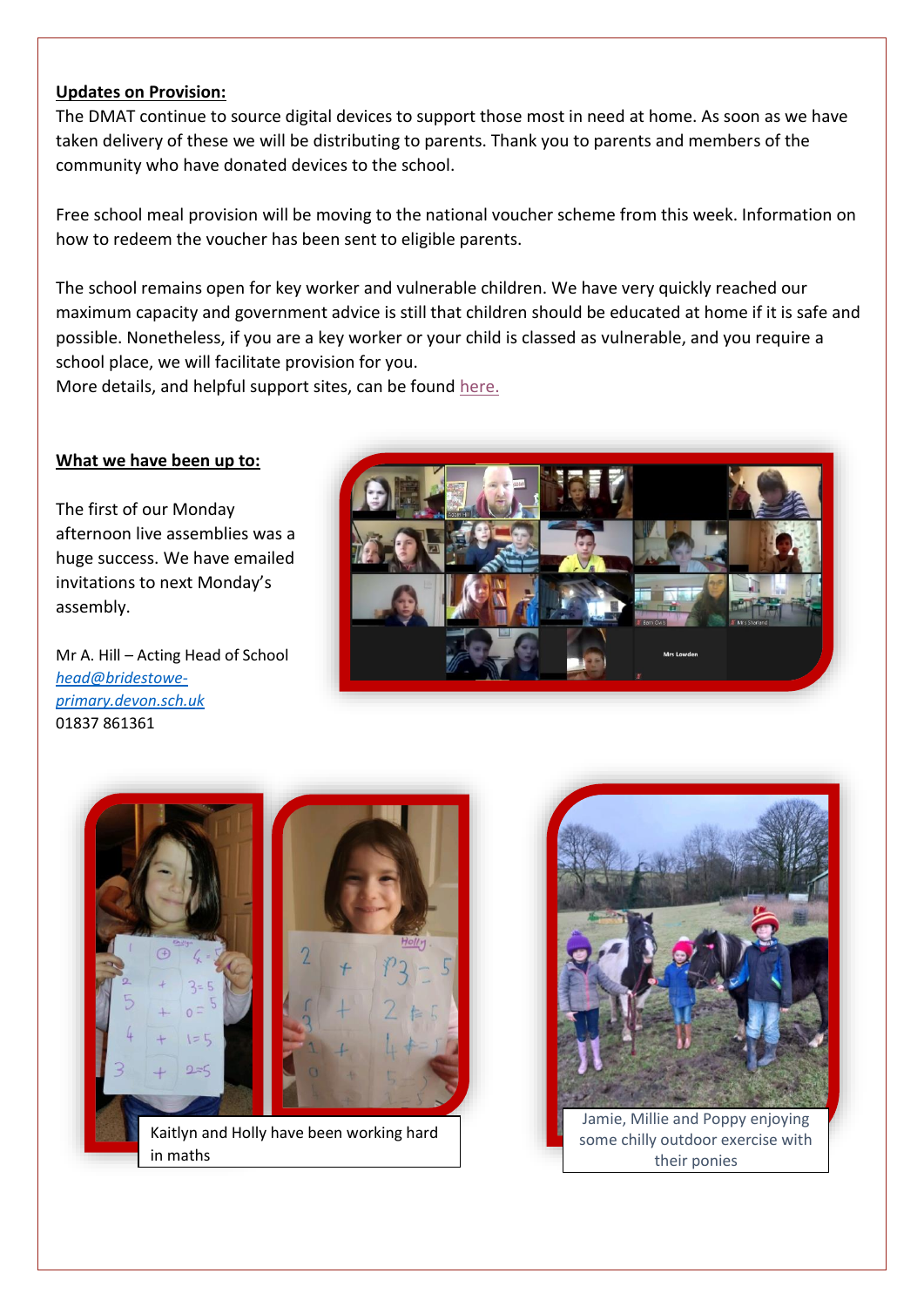**Updates on Provision:**

The DMAT continue to source digital devices to support those most in need at home. As soon as we have taken delivery of these we will be distributing to parents. Thank you to parents and members of the community who have donated devices to the school.

Free school meal provision will be moving to the national voucher scheme from this week. Information on how to redeem the voucher has been sent to eligible parents.

The school remains open for key worker and vulnerable children. We have very quickly reached our maximum capacity and government advice is still that children should be educated at home if it is safe and possible. Nonetheless, if you are a key worker or your child is classed as vulnerable, and you require a school place, we will facilitate provision for you.
More details, and helpful support sites, can be found here.

**What we have been up to:**

The first of our Monday afternoon live assemblies was a huge success. We have emailed invitations to next Monday's assembly.

Mr A. Hill – Acting Head of School
*head@bridestowe-primary.devon.sch.uk*
01837 861361

Kaitlyn and Holly have been working hard in maths

Jamie, Millie and Poppy enjoying some chilly outdoor exercise with their ponies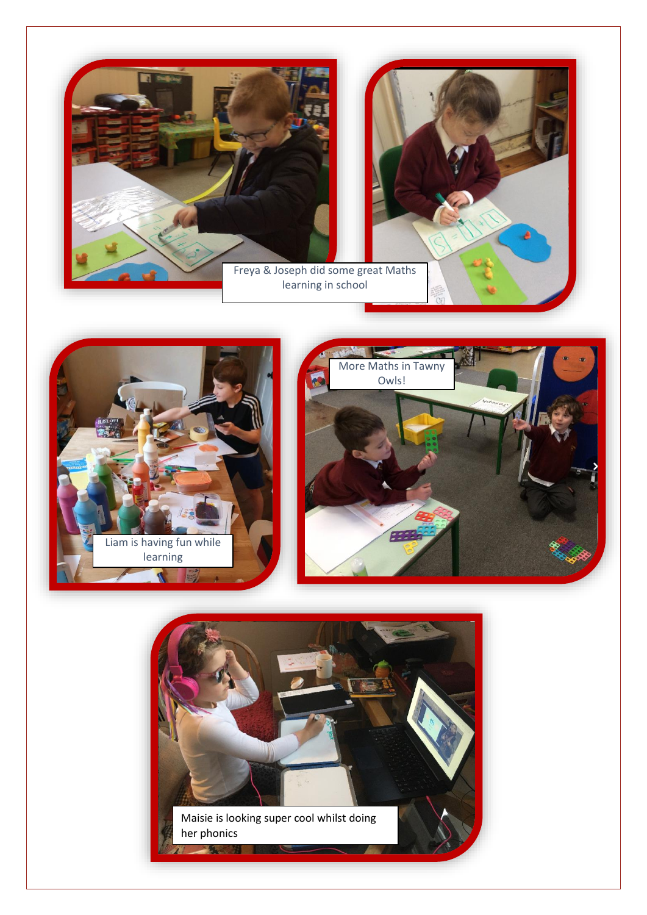Freya & Joseph did some great Maths learning in school

More Maths in Tawny Owls!

Liam is having fun while learning

Maisie is looking super cool whilst doing her phonics